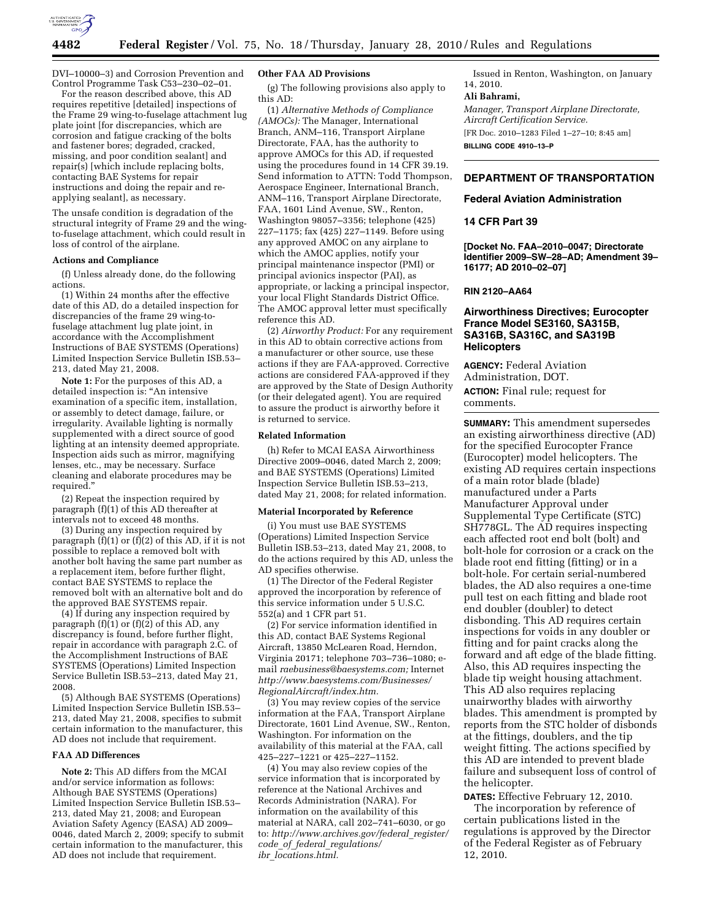DVI–10000–3) and Corrosion Prevention and Control Programme Task C53–230–02–01.

For the reason described above, this AD requires repetitive [detailed] inspections of the Frame 29 wing-to-fuselage attachment lug plate joint [for discrepancies, which are corrosion and fatigue cracking of the bolts and fastener bores; degraded, cracked, missing, and poor condition sealant] and repair(s) [which include replacing bolts, contacting BAE Systems for repair instructions and doing the repair and re-applying sealant], as necessary.

The unsafe condition is degradation of the structural integrity of Frame 29 and the wing-to-fuselage attachment, which could result in loss of control of the airplane.

### Actions and Compliance

(f) Unless already done, do the following actions.

(1) Within 24 months after the effective date of this AD, do a detailed inspection for discrepancies of the frame 29 wing-to-fuselage attachment lug plate joint, in accordance with the Accomplishment Instructions of BAE SYSTEMS (Operations) Limited Inspection Service Bulletin ISB.53–213, dated May 21, 2008.

**Note 1:** For the purposes of this AD, a detailed inspection is: "An intensive examination of a specific item, installation, or assembly to detect damage, failure, or irregularity. Available lighting is normally supplemented with a direct source of good lighting at an intensity deemed appropriate. Inspection aids such as mirror, magnifying lenses, etc., may be necessary. Surface cleaning and elaborate procedures may be required."

(2) Repeat the inspection required by paragraph (f)(1) of this AD thereafter at intervals not to exceed 48 months.

(3) During any inspection required by paragraph (f)(1) or (f)(2) of this AD, if it is not possible to replace a removed bolt with another bolt having the same part number as a replacement item, before further flight, contact BAE SYSTEMS to replace the removed bolt with an alternative bolt and do the approved BAE SYSTEMS repair.

(4) If during any inspection required by paragraph (f)(1) or (f)(2) of this AD, any discrepancy is found, before further flight, repair in accordance with paragraph 2.C. of the Accomplishment Instructions of BAE SYSTEMS (Operations) Limited Inspection Service Bulletin ISB.53–213, dated May 21, 2008.

(5) Although BAE SYSTEMS (Operations) Limited Inspection Service Bulletin ISB.53–213, dated May 21, 2008, specifies to submit certain information to the manufacturer, this AD does not include that requirement.

### FAA AD Differences

**Note 2:** This AD differs from the MCAI and/or service information as follows: Although BAE SYSTEMS (Operations) Limited Inspection Service Bulletin ISB.53–213, dated May 21, 2008; and European Aviation Safety Agency (EASA) AD 2009–0046, dated March 2, 2009; specify to submit certain information to the manufacturer, this AD does not include that requirement.

### Other FAA AD Provisions

(g) The following provisions also apply to this AD:

(1) *Alternative Methods of Compliance (AMOCs):* The Manager, International Branch, ANM–116, Transport Airplane Directorate, FAA, has the authority to approve AMOCs for this AD, if requested using the procedures found in 14 CFR 39.19. Send information to ATTN: Todd Thompson, Aerospace Engineer, International Branch, ANM–116, Transport Airplane Directorate, FAA, 1601 Lind Avenue, SW., Renton, Washington 98057–3356; telephone (425) 227–1175; fax (425) 227–1149. Before using any approved AMOC on any airplane to which the AMOC applies, notify your principal maintenance inspector (PMI) or principal avionics inspector (PAI), as appropriate, or lacking a principal inspector, your local Flight Standards District Office. The AMOC approval letter must specifically reference this AD.

(2) *Airworthy Product:* For any requirement in this AD to obtain corrective actions from a manufacturer or other source, use these actions if they are FAA-approved. Corrective actions are considered FAA-approved if they are approved by the State of Design Authority (or their delegated agent). You are required to assure the product is airworthy before it is returned to service.

### Related Information

(h) Refer to MCAI EASA Airworthiness Directive 2009–0046, dated March 2, 2009; and BAE SYSTEMS (Operations) Limited Inspection Service Bulletin ISB.53–213, dated May 21, 2008; for related information.

### Material Incorporated by Reference

(i) You must use BAE SYSTEMS (Operations) Limited Inspection Service Bulletin ISB.53–213, dated May 21, 2008, to do the actions required by this AD, unless the AD specifies otherwise.

(1) The Director of the Federal Register approved the incorporation by reference of this service information under 5 U.S.C. 552(a) and 1 CFR part 51.

(2) For service information identified in this AD, contact BAE Systems Regional Aircraft, 13850 McLearen Road, Herndon, Virginia 20171; telephone 703–736–1080; e-mail *raebusiness@baesystems.com;* Internet *http://www.baesystems.com/Businesses/RegionalAircraft/index.htm.*

(3) You may review copies of the service information at the FAA, Transport Airplane Directorate, 1601 Lind Avenue, SW., Renton, Washington. For information on the availability of this material at the FAA, call 425–227–1221 or 425–227–1152.

(4) You may also review copies of the service information that is incorporated by reference at the National Archives and Records Administration (NARA). For information on the availability of this material at NARA, call 202–741–6030, or go to: *http://www.archives.gov/federal_register/code_of_federal_regulations/ibr_locations.html.*

Issued in Renton, Washington, on January 14, 2010.

**Ali Bahrami,**

*Manager, Transport Airplane Directorate, Aircraft Certification Service.*

[FR Doc. 2010–1283 Filed 1–27–10; 8:45 am]

**BILLING CODE 4910–13–P**

---

## DEPARTMENT OF TRANSPORTATION

## Federal Aviation Administration

## 14 CFR Part 39

**[Docket No. FAA–2010–0047; Directorate Identifier 2009–SW–28–AD; Amendment 39–16177; AD 2010–02–07]**

**RIN 2120–AA64**

## Airworthiness Directives; Eurocopter France Model SE3160, SA315B, SA316B, SA316C, and SA319B Helicopters

**AGENCY:** Federal Aviation Administration, DOT.

**ACTION:** Final rule; request for comments.

**SUMMARY:** This amendment supersedes an existing airworthiness directive (AD) for the specified Eurocopter France (Eurocopter) model helicopters. The existing AD requires certain inspections of a main rotor blade (blade) manufactured under a Parts Manufacturer Approval under Supplemental Type Certificate (STC) SH778GL. The AD requires inspecting each affected root end bolt (bolt) and bolt-hole for corrosion or a crack on the blade root end fitting (fitting) or in a bolt-hole. For certain serial-numbered blades, the AD also requires a one-time pull test on each fitting and blade root end doubler (doubler) to detect disbonding. This AD requires certain inspections for voids in any doubler or fitting and for paint cracks along the forward and aft edge of the blade fitting. Also, this AD requires inspecting the blade tip weight housing attachment. This AD also requires replacing unairworthy blades with airworthy blades. This amendment is prompted by reports from the STC holder of disbonds at the fittings, doublers, and the tip weight fitting. The actions specified by this AD are intended to prevent blade failure and subsequent loss of control of the helicopter.

**DATES:** Effective February 12, 2010.

The incorporation by reference of certain publications listed in the regulations is approved by the Director of the Federal Register as of February 12, 2010.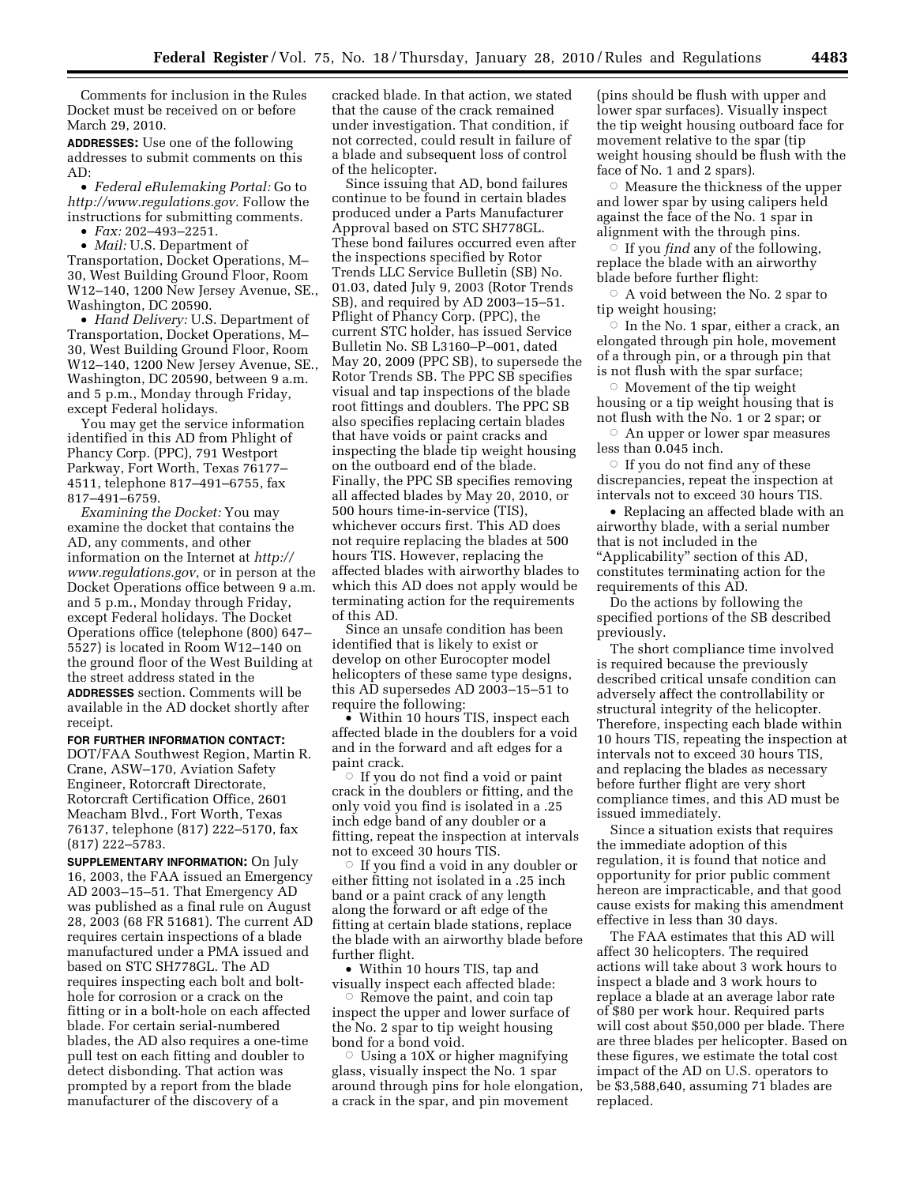Comments for inclusion in the Rules Docket must be received on or before March 29, 2010.

**ADDRESSES:** Use one of the following addresses to submit comments on this AD:

- *Federal eRulemaking Portal:* Go to *http://www.regulations.gov*. Follow the instructions for submitting comments.
- *Fax:* 202–493–2251.
- *Mail:* U.S. Department of Transportation, Docket Operations, M–30, West Building Ground Floor, Room W12–140, 1200 New Jersey Avenue, SE., Washington, DC 20590.
- *Hand Delivery:* U.S. Department of Transportation, Docket Operations, M–30, West Building Ground Floor, Room W12–140, 1200 New Jersey Avenue, SE., Washington, DC 20590, between 9 a.m. and 5 p.m., Monday through Friday, except Federal holidays.

You may get the service information identified in this AD from Phlight of Phancy Corp. (PPC), 791 Westport Parkway, Fort Worth, Texas 76177–4511, telephone 817–491–6755, fax 817–491–6759.

*Examining the Docket:* You may examine the docket that contains the AD, any comments, and other information on the Internet at *http://www.regulations.gov*, or in person at the Docket Operations office between 9 a.m. and 5 p.m., Monday through Friday, except Federal holidays. The Docket Operations office (telephone (800) 647–5527) is located in Room W12–140 on the ground floor of the West Building at the street address stated in the **ADDRESSES** section. Comments will be available in the AD docket shortly after receipt.

**FOR FURTHER INFORMATION CONTACT:** DOT/FAA Southwest Region, Martin R. Crane, ASW–170, Aviation Safety Engineer, Rotorcraft Directorate, Rotorcraft Certification Office, 2601 Meacham Blvd., Fort Worth, Texas 76137, telephone (817) 222–5170, fax (817) 222–5783.

**SUPPLEMENTARY INFORMATION:** On July 16, 2003, the FAA issued an Emergency AD 2003–15–51. That Emergency AD was published as a final rule on August 28, 2003 (68 FR 51681). The current AD requires certain inspections of a blade manufactured under a PMA issued and based on STC SH778GL. The AD requires inspecting each bolt and bolt-hole for corrosion or a crack on the fitting or in a bolt-hole on each affected blade. For certain serial-numbered blades, the AD also requires a one-time pull test on each fitting and doubler to detect disbonding. That action was prompted by a report from the blade manufacturer of the discovery of a cracked blade. In that action, we stated that the cause of the crack remained under investigation. That condition, if not corrected, could result in failure of a blade and subsequent loss of control of the helicopter.

Since issuing that AD, bond failures continue to be found in certain blades produced under a Parts Manufacturer Approval based on STC SH778GL. These bond failures occurred even after the inspections specified by Rotor Trends LLC Service Bulletin (SB) No. 01.03, dated July 9, 2003 (Rotor Trends SB), and required by AD 2003–15–51. Pflight of Phancy Corp. (PPC), the current STC holder, has issued Service Bulletin No. SB L3160–P–001, dated May 20, 2009 (PPC SB), to supersede the Rotor Trends SB. The PPC SB specifies visual and tap inspections of the blade root fittings and doublers. The PPC SB also specifies replacing certain blades that have voids or paint cracks and inspecting the blade tip weight housing on the outboard end of the blade. Finally, the PPC SB specifies removing all affected blades by May 20, 2010, or 500 hours time-in-service (TIS), whichever occurs first. This AD does not require replacing the blades at 500 hours TIS. However, replacing the affected blades with airworthy blades to which this AD does not apply would be terminating action for the requirements of this AD.

Since an unsafe condition has been identified that is likely to exist or develop on other Eurocopter model helicopters of these same type designs, this AD supersedes AD 2003–15–51 to require the following:

- Within 10 hours TIS, inspect each affected blade in the doublers for a void and in the forward and aft edges for a paint crack.
  - If you do not find a void or paint crack in the doublers or fitting, and the only void you find is isolated in a .25 inch edge band of any doubler or a fitting, repeat the inspection at intervals not to exceed 30 hours TIS.
  - If you find a void in any doubler or either fitting not isolated in a .25 inch band or a paint crack of any length along the forward or aft edge of the fitting at certain blade stations, replace the blade with an airworthy blade before further flight.
- Within 10 hours TIS, tap and visually inspect each affected blade:
  - Remove the paint, and coin tap inspect the upper and lower surface of the No. 2 spar to tip weight housing bond for a bond void.
  - Using a 10X or higher magnifying glass, visually inspect the No. 1 spar around through pins for hole elongation, a crack in the spar, and pin movement (pins should be flush with upper and lower spar surfaces). Visually inspect the tip weight housing outboard face for movement relative to the spar (tip weight housing should be flush with the face of No. 1 and 2 spars).
  - Measure the thickness of the upper and lower spar by using calipers held against the face of the No. 1 spar in alignment with the through pins.
  - If you *find* any of the following, replace the blade with an airworthy blade before further flight:
  - A void between the No. 2 spar to tip weight housing;
  - In the No. 1 spar, either a crack, an elongated through pin hole, movement of a through pin, or a through pin that is not flush with the spar surface;
  - Movement of the tip weight housing or a tip weight housing that is not flush with the No. 1 or 2 spar; or
  - An upper or lower spar measures less than 0.045 inch.
  - If you do not find any of these discrepancies, repeat the inspection at intervals not to exceed 30 hours TIS.
- Replacing an affected blade with an airworthy blade, with a serial number that is not included in the "Applicability" section of this AD, constitutes terminating action for the requirements of this AD.

Do the actions by following the specified portions of the SB described previously.

The short compliance time involved is required because the previously described critical unsafe condition can adversely affect the controllability or structural integrity of the helicopter. Therefore, inspecting each blade within 10 hours TIS, repeating the inspection at intervals not to exceed 30 hours TIS, and replacing the blades as necessary before further flight are very short compliance times, and this AD must be issued immediately.

Since a situation exists that requires the immediate adoption of this regulation, it is found that notice and opportunity for prior public comment hereon are impracticable, and that good cause exists for making this amendment effective in less than 30 days.

The FAA estimates that this AD will affect 30 helicopters. The required actions will take about 3 work hours to inspect a blade and 3 work hours to replace a blade at an average labor rate of $80 per work hour. Required parts will cost about $50,000 per blade. There are three blades per helicopter. Based on these figures, we estimate the total cost impact of the AD on U.S. operators to be $3,588,640, assuming 71 blades are replaced.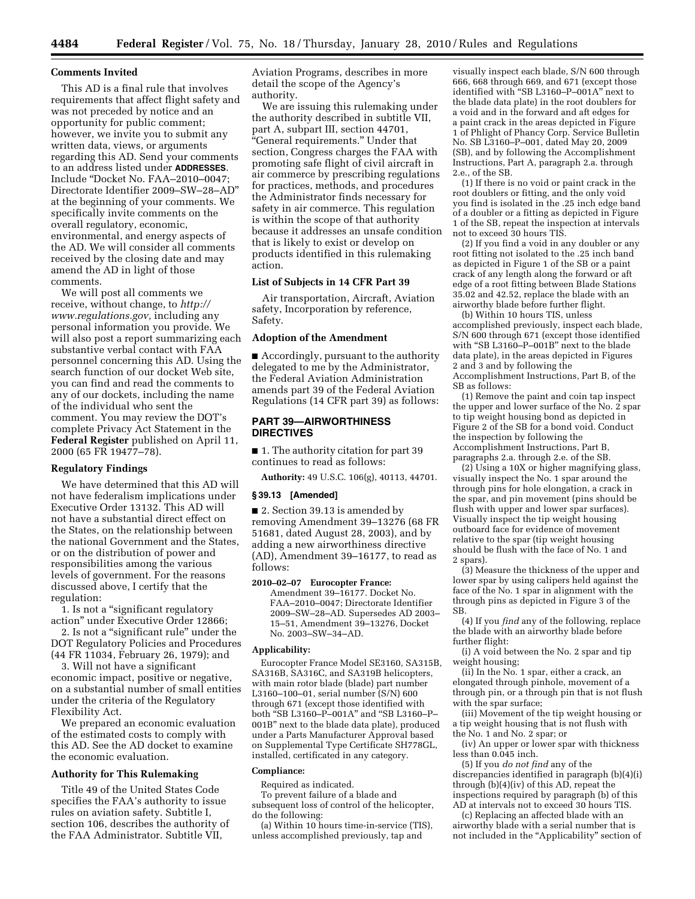**Comments Invited**

This AD is a final rule that involves requirements that affect flight safety and was not preceded by notice and an opportunity for public comment; however, we invite you to submit any written data, views, or arguments regarding this AD. Send your comments to an address listed under **ADDRESSES**. Include "Docket No. FAA–2010–0047; Directorate Identifier 2009–SW–28–AD" at the beginning of your comments. We specifically invite comments on the overall regulatory, economic, environmental, and energy aspects of the AD. We will consider all comments received by the closing date and may amend the AD in light of those comments.

We will post all comments we receive, without change, to *http://www.regulations.gov,* including any personal information you provide. We will also post a report summarizing each substantive verbal contact with FAA personnel concerning this AD. Using the search function of our docket Web site, you can find and read the comments to any of our dockets, including the name of the individual who sent the comment. You may review the DOT's complete Privacy Act Statement in the **Federal Register** published on April 11, 2000 (65 FR 19477–78).

**Regulatory Findings**

We have determined that this AD will not have federalism implications under Executive Order 13132. This AD will not have a substantial direct effect on the States, on the relationship between the national Government and the States, or on the distribution of power and responsibilities among the various levels of government. For the reasons discussed above, I certify that the regulation:

1. Is not a "significant regulatory action" under Executive Order 12866;

2. Is not a "significant rule" under the DOT Regulatory Policies and Procedures (44 FR 11034, February 26, 1979); and

3. Will not have a significant economic impact, positive or negative, on a substantial number of small entities under the criteria of the Regulatory Flexibility Act.

We prepared an economic evaluation of the estimated costs to comply with this AD. See the AD docket to examine the economic evaluation.

**Authority for This Rulemaking**

Title 49 of the United States Code specifies the FAA's authority to issue rules on aviation safety. Subtitle I, section 106, describes the authority of the FAA Administrator. Subtitle VII, Aviation Programs, describes in more detail the scope of the Agency's authority.

We are issuing this rulemaking under the authority described in subtitle VII, part A, subpart III, section 44701, "General requirements." Under that section, Congress charges the FAA with promoting safe flight of civil aircraft in air commerce by prescribing regulations for practices, methods, and procedures the Administrator finds necessary for safety in air commerce. This regulation is within the scope of that authority because it addresses an unsafe condition that is likely to exist or develop on products identified in this rulemaking action.

**List of Subjects in 14 CFR Part 39**

Air transportation, Aircraft, Aviation safety, Incorporation by reference, Safety.

**Adoption of the Amendment**

■ Accordingly, pursuant to the authority delegated to me by the Administrator, the Federal Aviation Administration amends part 39 of the Federal Aviation Regulations (14 CFR part 39) as follows:

**PART 39—AIRWORTHINESS DIRECTIVES**

■ 1. The authority citation for part 39 continues to read as follows:

**Authority:** 49 U.S.C. 106(g), 40113, 44701.

**§ 39.13 [Amended]**

■ 2. Section 39.13 is amended by removing Amendment 39–13276 (68 FR 51681, dated August 28, 2003), and by adding a new airworthiness directive (AD), Amendment 39–16177, to read as follows:

**2010–02–07 Eurocopter France:** Amendment 39–16177. Docket No. FAA–2010–0047; Directorate Identifier 2009–SW–28–AD. Supersedes AD 2003–15–51, Amendment 39–13276, Docket No. 2003–SW–34–AD.

**Applicability:**

Eurocopter France Model SE3160, SA315B, SA316B, SA316C, and SA319B helicopters, with main rotor blade (blade) part number L3160–100–01, serial number (S/N) 600 through 671 (except those identified with both "SB L3160–P–001A" and "SB L3160–P–001B" next to the blade data plate), produced under a Parts Manufacturer Approval based on Supplemental Type Certificate SH778GL, installed, certificated in any category.

**Compliance:**

Required as indicated.

To prevent failure of a blade and subsequent loss of control of the helicopter, do the following:

(a) Within 10 hours time-in-service (TIS), unless accomplished previously, tap and visually inspect each blade, S/N 600 through 666, 668 through 669, and 671 (except those identified with "SB L3160–P–001A" next to the blade data plate) in the root doublers for a void and in the forward and aft edges for a paint crack in the areas depicted in Figure 1 of Phlight of Phancy Corp. Service Bulletin No. SB L3160–P–001, dated May 20, 2009 (SB), and by following the Accomplishment Instructions, Part A, paragraph 2.a. through 2.e., of the SB.

(1) If there is no void or paint crack in the root doublers or fitting, and the only void you find is isolated in the .25 inch edge band of a doubler or a fitting as depicted in Figure 1 of the SB, repeat the inspection at intervals not to exceed 30 hours TIS.

(2) If you find a void in any doubler or any root fitting not isolated to the .25 inch band as depicted in Figure 1 of the SB or a paint crack of any length along the forward or aft edge of a root fitting between Blade Stations 35.02 and 42.52, replace the blade with an airworthy blade before further flight.

(b) Within 10 hours TIS, unless accomplished previously, inspect each blade, S/N 600 through 671 (except those identified with "SB L3160–P–001B" next to the blade data plate), in the areas depicted in Figures 2 and 3 and by following the Accomplishment Instructions, Part B, of the SB as follows:

(1) Remove the paint and coin tap inspect the upper and lower surface of the No. 2 spar to tip weight housing bond as depicted in Figure 2 of the SB for a bond void. Conduct the inspection by following the Accomplishment Instructions, Part B, paragraphs 2.a. through 2.e. of the SB.

(2) Using a 10X or higher magnifying glass, visually inspect the No. 1 spar around the through pins for hole elongation, a crack in the spar, and pin movement (pins should be flush with upper and lower spar surfaces). Visually inspect the tip weight housing outboard face for evidence of movement relative to the spar (tip weight housing should be flush with the face of No. 1 and 2 spars).

(3) Measure the thickness of the upper and lower spar by using calipers held against the face of the No. 1 spar in alignment with the through pins as depicted in Figure 3 of the SB.

(4) If you *find* any of the following, replace the blade with an airworthy blade before further flight:

(i) A void between the No. 2 spar and tip weight housing;

(ii) In the No. 1 spar, either a crack, an elongated through pinhole, movement of a through pin, or a through pin that is not flush with the spar surface;

(iii) Movement of the tip weight housing or a tip weight housing that is not flush with the No. 1 and No. 2 spar; or

(iv) An upper or lower spar with thickness less than 0.045 inch.

(5) If you *do not find* any of the discrepancies identified in paragraph (b)(4)(i) through (b)(4)(iv) of this AD, repeat the inspections required by paragraph (b) of this AD at intervals not to exceed 30 hours TIS.

(c) Replacing an affected blade with an airworthy blade with a serial number that is not included in the "Applicability" section of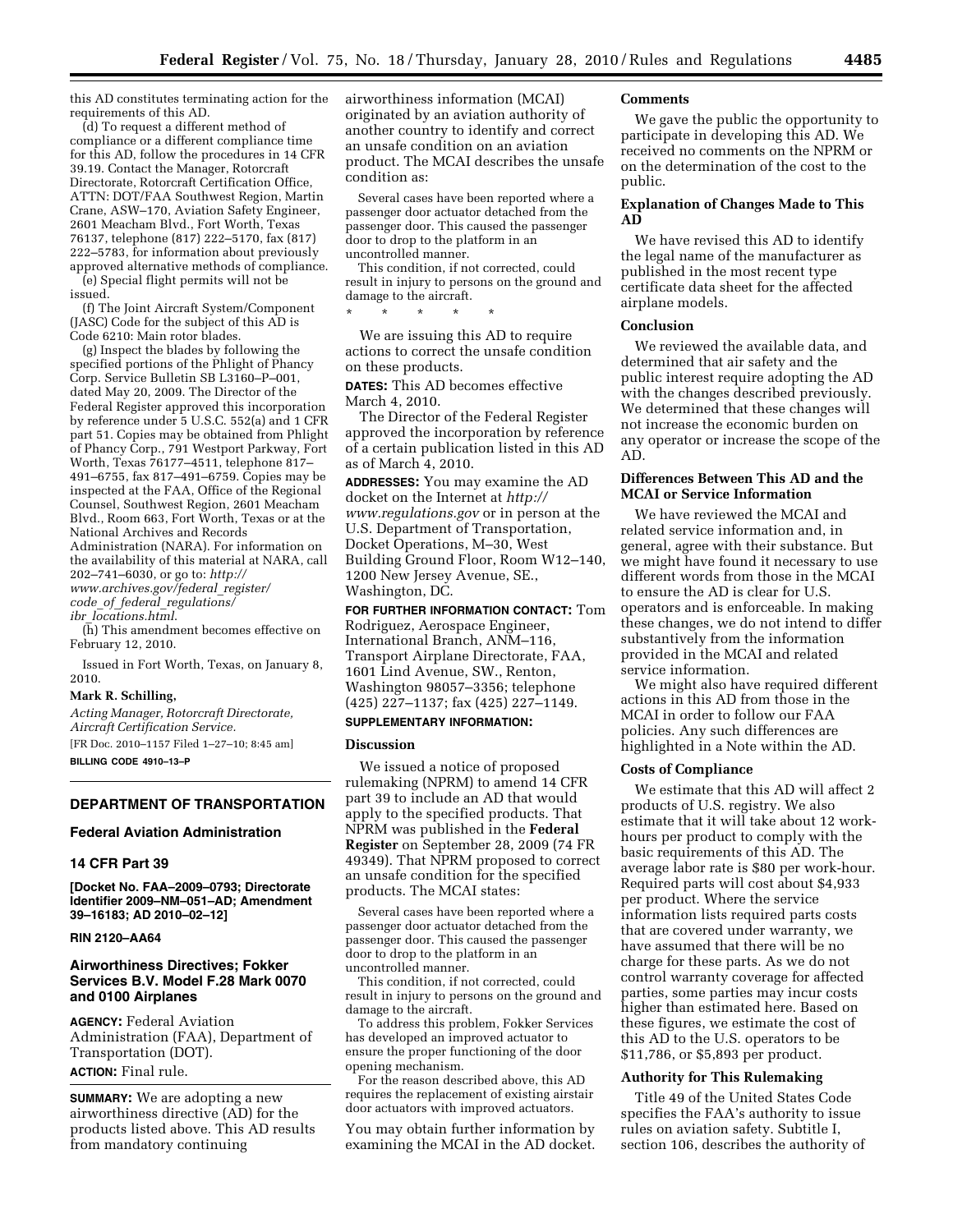this AD constitutes terminating action for the requirements of this AD.

(d) To request a different method of compliance or a different compliance time for this AD, follow the procedures in 14 CFR 39.19. Contact the Manager, Rotorcraft Directorate, Rotorcraft Certification Office, ATTN: DOT/FAA Southwest Region, Martin Crane, ASW–170, Aviation Safety Engineer, 2601 Meacham Blvd., Fort Worth, Texas 76137, telephone (817) 222–5170, fax (817) 222–5783, for information about previously approved alternative methods of compliance.

(e) Special flight permits will not be issued.

(f) The Joint Aircraft System/Component (JASC) Code for the subject of this AD is Code 6210: Main rotor blades.

(g) Inspect the blades by following the specified portions of the Phlight of Phancy Corp. Service Bulletin SB L3160–P–001, dated May 20, 2009. The Director of the Federal Register approved this incorporation by reference under 5 U.S.C. 552(a) and 1 CFR part 51. Copies may be obtained from Phlight of Phancy Corp., 791 Westport Parkway, Fort Worth, Texas 76177–4511, telephone 817–491–6755, fax 817–491–6759. Copies may be inspected at the FAA, Office of the Regional Counsel, Southwest Region, 2601 Meacham Blvd., Room 663, Fort Worth, Texas or at the National Archives and Records Administration (NARA). For information on the availability of this material at NARA, call 202–741–6030, or go to: *http://www.archives.gov/federal_register/code_of_federal_regulations/ibr_locations.html*.

(h) This amendment becomes effective on February 12, 2010.

Issued in Fort Worth, Texas, on January 8, 2010.

**Mark R. Schilling,**

*Acting Manager, Rotorcraft Directorate, Aircraft Certification Service.*

[FR Doc. 2010–1157 Filed 1–27–10; 8:45 am]

**BILLING CODE 4910–13–P**

---

## DEPARTMENT OF TRANSPORTATION

### Federal Aviation Administration

### 14 CFR Part 39

**[Docket No. FAA–2009–0793; Directorate Identifier 2009–NM–051–AD; Amendment 39–16183; AD 2010–02–12]**

**RIN 2120–AA64**

### Airworthiness Directives; Fokker Services B.V. Model F.28 Mark 0070 and 0100 Airplanes

**AGENCY:** Federal Aviation Administration (FAA), Department of Transportation (DOT).

**ACTION:** Final rule.

**SUMMARY:** We are adopting a new airworthiness directive (AD) for the products listed above. This AD results from mandatory continuing airworthiness information (MCAI) originated by an aviation authority of another country to identify and correct an unsafe condition on an aviation product. The MCAI describes the unsafe condition as:

> Several cases have been reported where a passenger door actuator detached from the passenger door. This caused the passenger door to drop to the platform in an uncontrolled manner.
>
> This condition, if not corrected, could result in injury to persons on the ground and damage to the aircraft.
>
> \* \* \* \* \*

We are issuing this AD to require actions to correct the unsafe condition on these products.

**DATES:** This AD becomes effective March 4, 2010.

The Director of the Federal Register approved the incorporation by reference of a certain publication listed in this AD as of March 4, 2010.

**ADDRESSES:** You may examine the AD docket on the Internet at *http://www.regulations.gov* or in person at the U.S. Department of Transportation, Docket Operations, M–30, West Building Ground Floor, Room W12–140, 1200 New Jersey Avenue, SE., Washington, DC.

**FOR FURTHER INFORMATION CONTACT:** Tom Rodriguez, Aerospace Engineer, International Branch, ANM–116, Transport Airplane Directorate, FAA, 1601 Lind Avenue, SW., Renton, Washington 98057–3356; telephone (425) 227–1137; fax (425) 227–1149.

**SUPPLEMENTARY INFORMATION:**

#### Discussion

We issued a notice of proposed rulemaking (NPRM) to amend 14 CFR part 39 to include an AD that would apply to the specified products. That NPRM was published in the **Federal Register** on September 28, 2009 (74 FR 49349). That NPRM proposed to correct an unsafe condition for the specified products. The MCAI states:

> Several cases have been reported where a passenger door actuator detached from the passenger door. This caused the passenger door to drop to the platform in an uncontrolled manner.
>
> This condition, if not corrected, could result in injury to persons on the ground and damage to the aircraft.
>
> To address this problem, Fokker Services has developed an improved actuator to ensure the proper functioning of the door opening mechanism.
>
> For the reason described above, this AD requires the replacement of existing airstair door actuators with improved actuators.

You may obtain further information by examining the MCAI in the AD docket.

#### Comments

We gave the public the opportunity to participate in developing this AD. We received no comments on the NPRM or on the determination of the cost to the public.

#### Explanation of Changes Made to This AD

We have revised this AD to identify the legal name of the manufacturer as published in the most recent type certificate data sheet for the affected airplane models.

#### Conclusion

We reviewed the available data, and determined that air safety and the public interest require adopting the AD with the changes described previously. We determined that these changes will not increase the economic burden on any operator or increase the scope of the AD.

#### Differences Between This AD and the MCAI or Service Information

We have reviewed the MCAI and related service information and, in general, agree with their substance. But we might have found it necessary to use different words from those in the MCAI to ensure the AD is clear for U.S. operators and is enforceable. In making these changes, we do not intend to differ substantively from the information provided in the MCAI and related service information.

We might also have required different actions in this AD from those in the MCAI in order to follow our FAA policies. Any such differences are highlighted in a Note within the AD.

#### Costs of Compliance

We estimate that this AD will affect 2 products of U.S. registry. We also estimate that it will take about 12 work-hours per product to comply with the basic requirements of this AD. The average labor rate is $80 per work-hour. Required parts will cost about $4,933 per product. Where the service information lists required parts costs that are covered under warranty, we have assumed that there will be no charge for these parts. As we do not control warranty coverage for affected parties, some parties may incur costs higher than estimated here. Based on these figures, we estimate the cost of this AD to the U.S. operators to be $11,786, or $5,893 per product.

#### Authority for This Rulemaking

Title 49 of the United States Code specifies the FAA's authority to issue rules on aviation safety. Subtitle I, section 106, describes the authority of